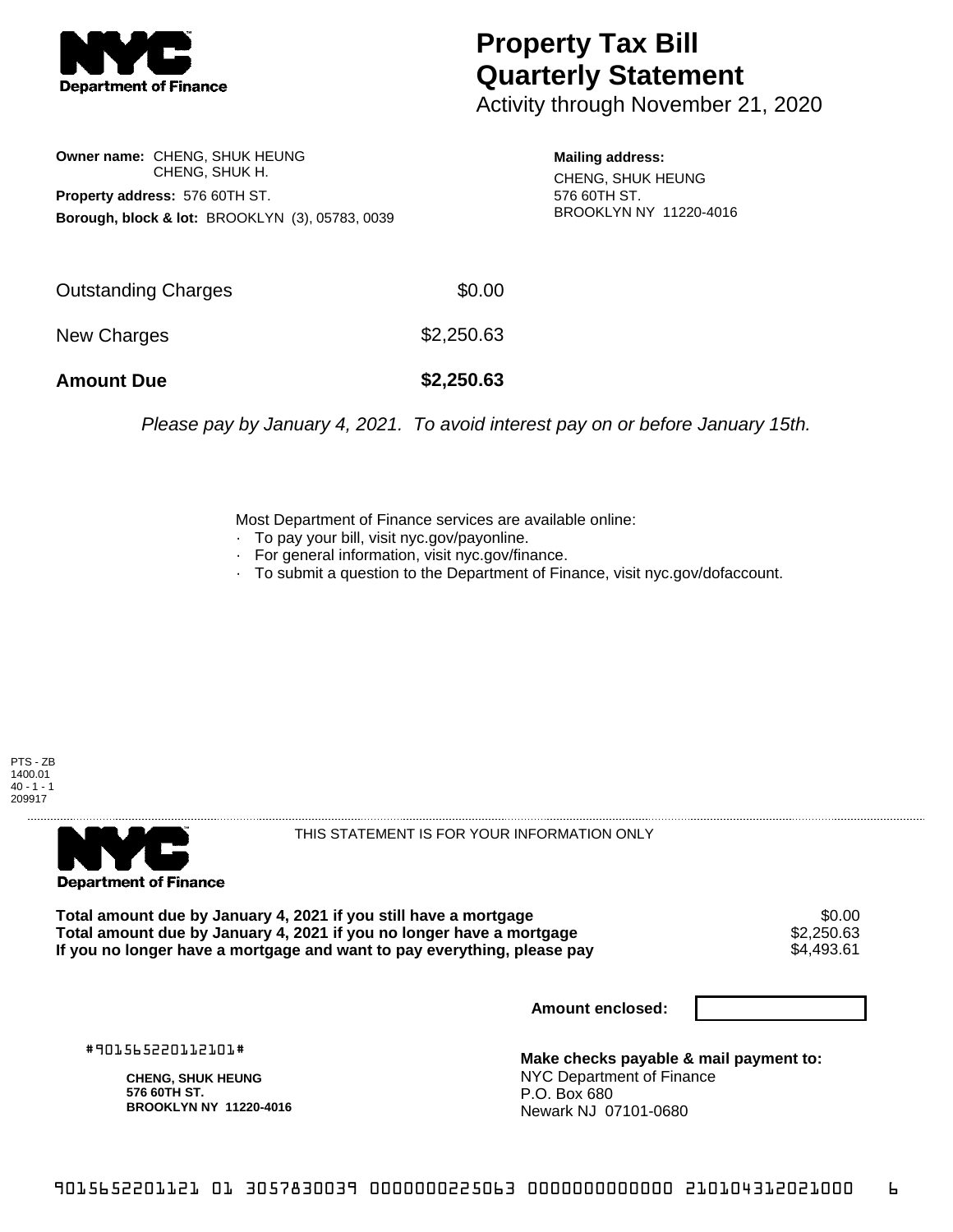**NYC Department of Finance**

# Property Tax Bill Quarterly Statement

Activity through November 21, 2020

**Owner name:** CHENG, SHUK HEUNG
CHENG, SHUK H.

**Property address:** 576 60TH ST.

**Borough, block & lot:** BROOKLYN (3), 05783, 0039

**Mailing address:**
CHENG, SHUK HEUNG
576 60TH ST.
BROOKLYN NY 11220-4016

| | |
|---|---|
| Outstanding Charges | $0.00 |
| New Charges | $2,250.63 |
| **Amount Due** | **$2,250.63** |

*Please pay by January 4, 2021. To avoid interest pay on or before January 15th.*

Most Department of Finance services are available online:

- To pay your bill, visit nyc.gov/payonline.
- For general information, visit nyc.gov/finance.
- To submit a question to the Department of Finance, visit nyc.gov/dofaccount.

PTS - ZB
1400.01
40 - 1 - 1
209917

**NYC Department of Finance**

THIS STATEMENT IS FOR YOUR INFORMATION ONLY

| | |
|---|---|
| **Total amount due by January 4, 2021 if you still have a mortgage** | $0.00 |
| **Total amount due by January 4, 2021 if you no longer have a mortgage** | $2,250.63 |
| **If you no longer have a mortgage and want to pay everything, please pay** | $4,493.61 |

**Amount enclosed:**

#901565220112101#

**CHENG, SHUK HEUNG**
**576 60TH ST.**
**BROOKLYN NY 11220-4016**

**Make checks payable & mail payment to:**
NYC Department of Finance
P.O. Box 680
Newark NJ 07101-0680

9015652201121 01 3057830039 0000000225063 0000000000000 210104312021000 6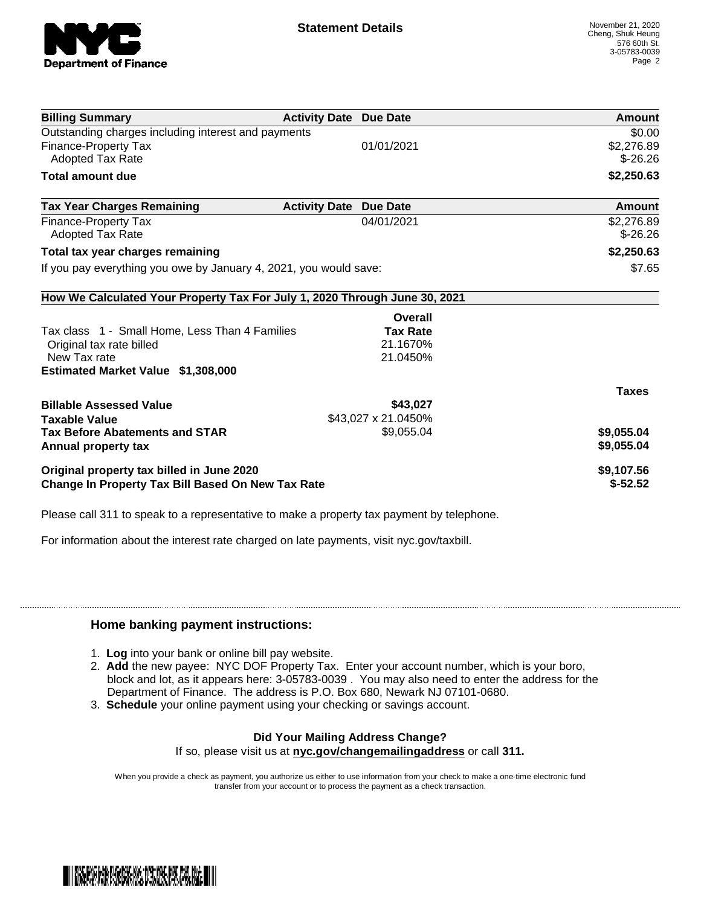November 21, 2020
Cheng, Shuk Heung
576 60th St.
3-05783-0039

## Statement Details

| Billing Summary | Activity Date | Due Date | Amount |
|---|---|---|---|
| Outstanding charges including interest and payments | | | $0.00 |
| Finance-Property Tax | | 01/01/2021 | $2,276.89 |
| Adopted Tax Rate | | | $-26.26 |
| **Total amount due** | | | **$2,250.63** |

| Tax Year Charges Remaining | Activity Date | Due Date | Amount |
|---|---|---|---|
| Finance-Property Tax | | 04/01/2021 | $2,276.89 |
| Adopted Tax Rate | | | $-26.26 |
| **Total tax year charges remaining** | | | **$2,250.63** |
| If you pay everything you owe by January 4, 2021, you would save: | | | $7.65 |

### How We Calculated Your Property Tax For July 1, 2020 Through June 30, 2021

| | Overall Tax Rate | |
|---|---|---|
| Tax class 1 - Small Home, Less Than 4 Families | | |
| Original tax rate billed | 21.1670% | |
| New Tax rate | 21.0450% | |
| **Estimated Market Value $1,308,000** | | |

| | | Taxes |
|---|---|---|
| **Billable Assessed Value** | **$43,027** | |
| **Taxable Value** | $43,027 x 21.0450% | |
| **Tax Before Abatements and STAR** | $9,055.04 | **$9,055.04** |
| **Annual property tax** | | **$9,055.04** |
| **Original property tax billed in June 2020** | | **$9,107.56** |
| **Change In Property Tax Bill Based On New Tax Rate** | | **$-52.52** |

Please call 311 to speak to a representative to make a property tax payment by telephone.

For information about the interest rate charged on late payments, visit nyc.gov/taxbill.

### Home banking payment instructions:

1. **Log** into your bank or online bill pay website.
2. **Add** the new payee: NYC DOF Property Tax. Enter your account number, which is your boro, block and lot, as it appears here: 3-05783-0039 . You may also need to enter the address for the Department of Finance. The address is P.O. Box 680, Newark NJ 07101-0680.
3. **Schedule** your online payment using your checking or savings account.

**Did Your Mailing Address Change?**
If so, please visit us at **nyc.gov/changemailingaddress** or call **311.**

When you provide a check as payment, you authorize us either to use information from your check to make a one-time electronic fund transfer from your account or to process the payment as a check transaction.